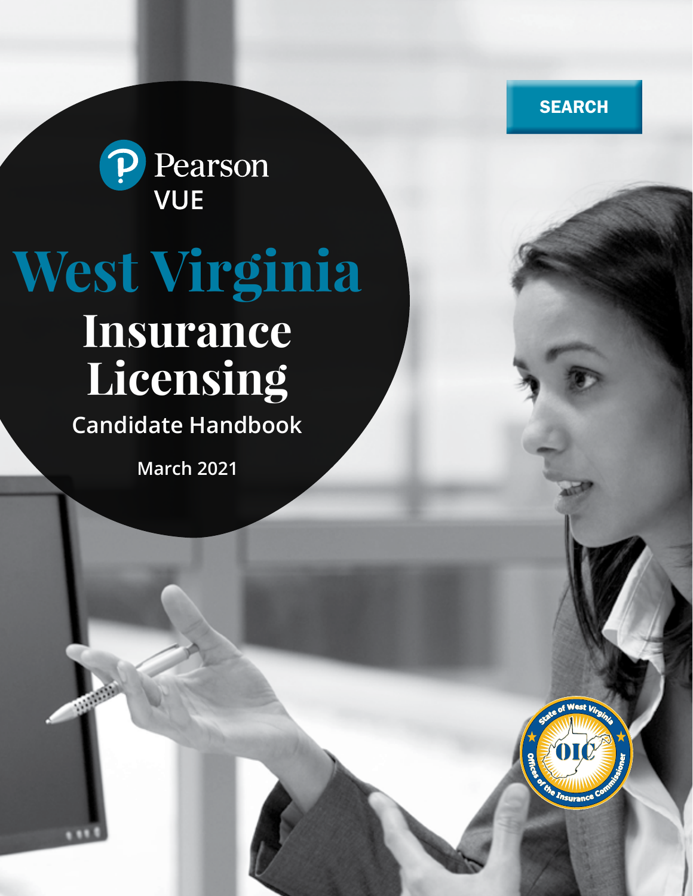SEARCH

Pearson VUE

# West Virginia

# Insurance Licensing

## Candidate Handbook

March 2021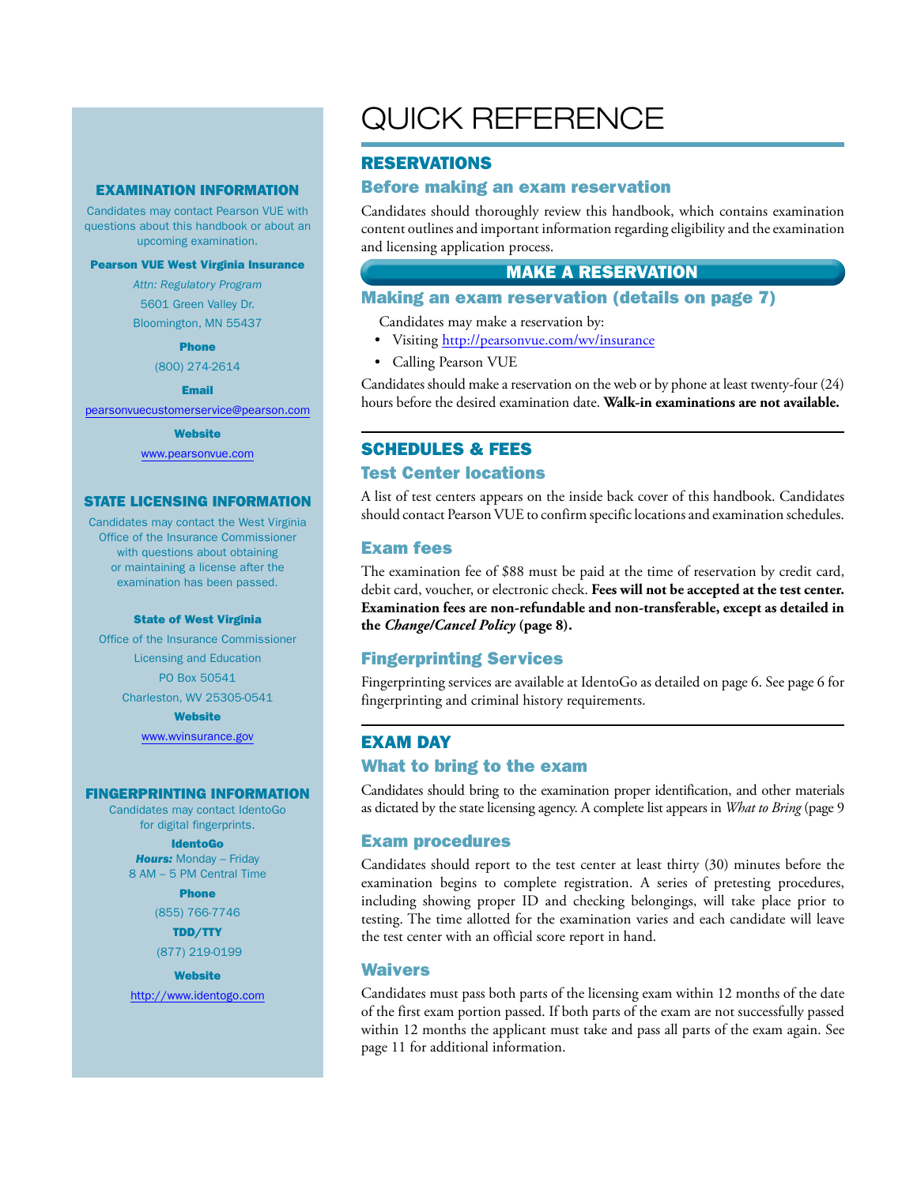# QUICK REFERENCE

## RESERVATIONS

### Before making an exam reservation

Candidates should thoroughly review this handbook, which contains examination content outlines and important information regarding eligibility and the examination and licensing application process.

**MAKE A RESERVATION**

### Making an exam reservation (details on page 7)

Candidates may make a reservation by:

- Visiting http://pearsonvue.com/wv/insurance
- Calling Pearson VUE

Candidates should make a reservation on the web or by phone at least twenty-four (24) hours before the desired examination date. **Walk-in examinations are not available.**

## SCHEDULES & FEES

### Test Center locations

A list of test centers appears on the inside back cover of this handbook. Candidates should contact Pearson VUE to confirm specific locations and examination schedules.

### Exam fees

The examination fee of $88 must be paid at the time of reservation by credit card, debit card, voucher, or electronic check. **Fees will not be accepted at the test center. Examination fees are non-refundable and non-transferable, except as detailed in the *Change/Cancel Policy* (page 8).**

### Fingerprinting Services

Fingerprinting services are available at IdentoGo as detailed on page 6. See page 6 for fingerprinting and criminal history requirements.

## EXAM DAY

### What to bring to the exam

Candidates should bring to the examination proper identification, and other materials as dictated by the state licensing agency. A complete list appears in *What to Bring* (page 9

### Exam procedures

Candidates should report to the test center at least thirty (30) minutes before the examination begins to complete registration. A series of pretesting procedures, including showing proper ID and checking belongings, will take place prior to testing. The time allotted for the examination varies and each candidate will leave the test center with an official score report in hand.

### Waivers

Candidates must pass both parts of the licensing exam within 12 months of the date of the first exam portion passed. If both parts of the exam are not successfully passed within 12 months the applicant must take and pass all parts of the exam again. See page 11 for additional information.

## EXAMINATION INFORMATION

Candidates may contact Pearson VUE with questions about this handbook or about an upcoming examination.

**Pearson VUE West Virginia Insurance**

*Attn: Regulatory Program*
5601 Green Valley Dr.
Bloomington, MN 55437

**Phone**

(800) 274-2614

**Email**

pearsonvuecustomerservice@pearson.com

**Website**

www.pearsonvue.com

## STATE LICENSING INFORMATION

Candidates may contact the West Virginia Office of the Insurance Commissioner with questions about obtaining or maintaining a license after the examination has been passed.

**State of West Virginia**

Office of the Insurance Commissioner
Licensing and Education
PO Box 50541
Charleston, WV 25305-0541

**Website**

www.wvinsurance.gov

## FINGERPRINTING INFORMATION

Candidates may contact IdentoGo for digital fingerprints.

**IdentoGo**

***Hours:*** Monday – Friday
8 AM – 5 PM Central Time

**Phone**

(855) 766-7746

**TDD/TTY**

(877) 219-0199

**Website**

http://www.identogo.com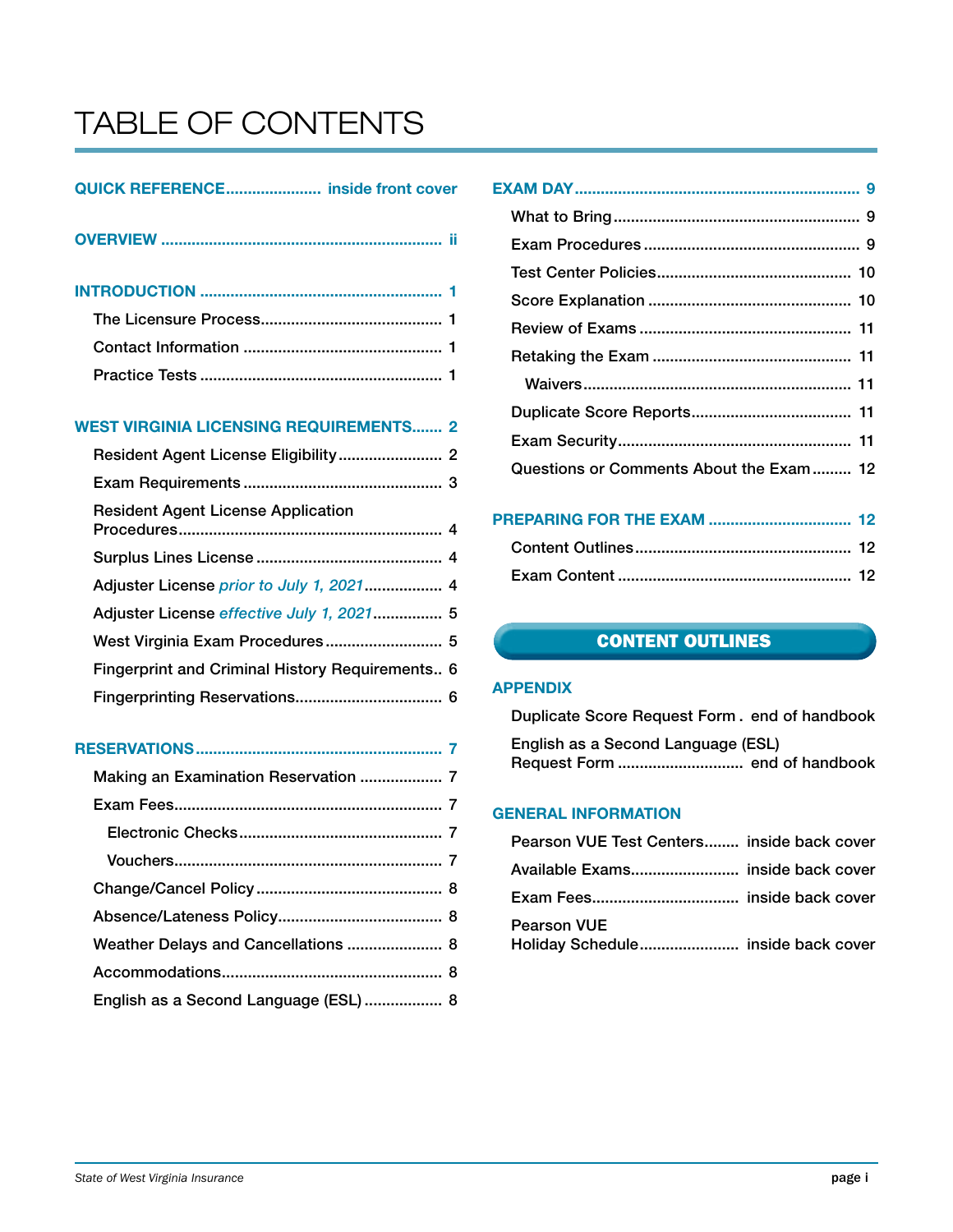# TABLE OF CONTENTS

**QUICK REFERENCE** ...................... inside front cover

**OVERVIEW** ................................................................. ii

**INTRODUCTION** ....................................................... 1

- The Licensure Process.......................................... 1
- Contact Information ............................................. 1
- Practice Tests ....................................................... 1

**WEST VIRGINIA LICENSING REQUIREMENTS**....... 2

- Resident Agent License Eligibility........................ 2
- Exam Requirements ............................................. 3
- Resident Agent License Application Procedures............................................................ 4
- Surplus Lines License ........................................... 4
- Adjuster License *prior to July 1, 2021*.................. 4
- Adjuster License *effective July 1, 2021*................ 5
- West Virginia Exam Procedures........................... 5
- Fingerprint and Criminal History Requirements.. 6
- Fingerprinting Reservations................................. 6

**RESERVATIONS**........................................................ 7

- Making an Examination Reservation ................... 7
- Exam Fees............................................................. 7
  - Electronic Checks............................................... 7
  - Vouchers............................................................. 7
- Change/Cancel Policy ........................................... 8
- Absence/Lateness Policy...................................... 8
- Weather Delays and Cancellations ...................... 8
- Accommodations.................................................. 8
- English as a Second Language (ESL) .................. 8

**EXAM DAY** ................................................................. 9

- What to Bring ........................................................ 9
- Exam Procedures ................................................. 9
- Test Center Policies............................................. 10
- Score Explanation .............................................. 10
- Review of Exams ................................................ 11
- Retaking the Exam ............................................. 11
  - Waivers............................................................. 11
- Duplicate Score Reports..................................... 11
- Exam Security...................................................... 11
- Questions or Comments About the Exam......... 12

**PREPARING FOR THE EXAM** ................................. 12

- Content Outlines................................................. 12
- Exam Content ..................................................... 12

**CONTENT OUTLINES**

**APPENDIX**

- Duplicate Score Request Form . end of handbook
- English as a Second Language (ESL) Request Form ............................. end of handbook

**GENERAL INFORMATION**

- Pearson VUE Test Centers........ inside back cover
- Available Exams......................... inside back cover
- Exam Fees................................. inside back cover
- Pearson VUE Holiday Schedule....................... inside back cover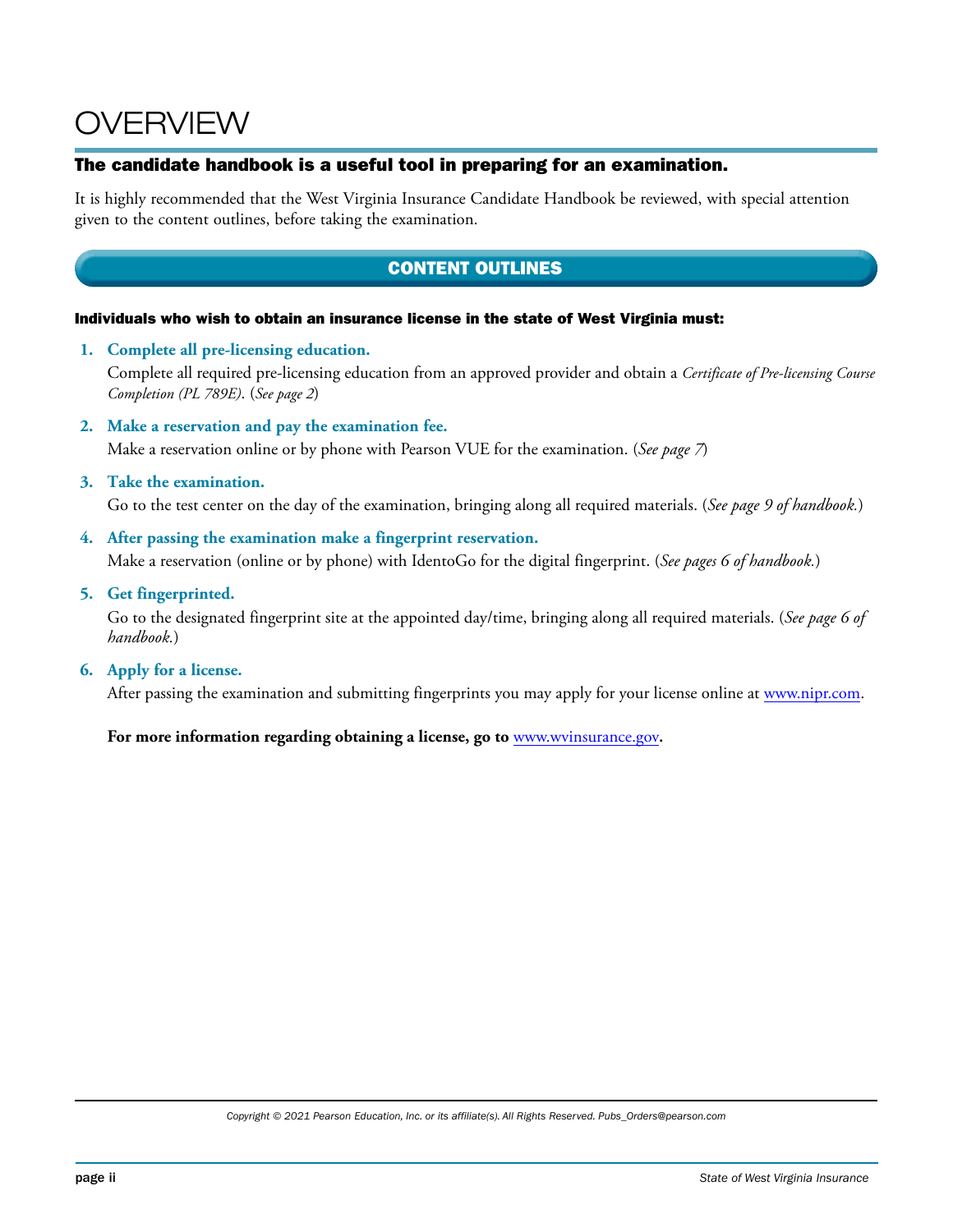# OVERVIEW

## The candidate handbook is a useful tool in preparing for an examination.

It is highly recommended that the West Virginia Insurance Candidate Handbook be reviewed, with special attention given to the content outlines, before taking the examination.

## CONTENT OUTLINES

**Individuals who wish to obtain an insurance license in the state of West Virginia must:**

1. **Complete all pre-licensing education.**
   Complete all required pre-licensing education from an approved provider and obtain a *Certificate of Pre-licensing Course Completion (PL 789E)*. (*See page 2*)

2. **Make a reservation and pay the examination fee.**
   Make a reservation online or by phone with Pearson VUE for the examination. (*See page 7*)

3. **Take the examination.**
   Go to the test center on the day of the examination, bringing along all required materials. (*See page 9 of handbook.*)

4. **After passing the examination make a fingerprint reservation.**
   Make a reservation (online or by phone) with IdentoGo for the digital fingerprint. (*See pages 6 of handbook.*)

5. **Get fingerprinted.**
   Go to the designated fingerprint site at the appointed day/time, bringing along all required materials. (*See page 6 of handbook.*)

6. **Apply for a license.**
   After passing the examination and submitting fingerprints you may apply for your license online at www.nipr.com.

**For more information regarding obtaining a license, go to www.wvinsurance.gov.**

*Copyright © 2021 Pearson Education, Inc. or its affiliate(s). All Rights Reserved. Pubs_Orders@pearson.com*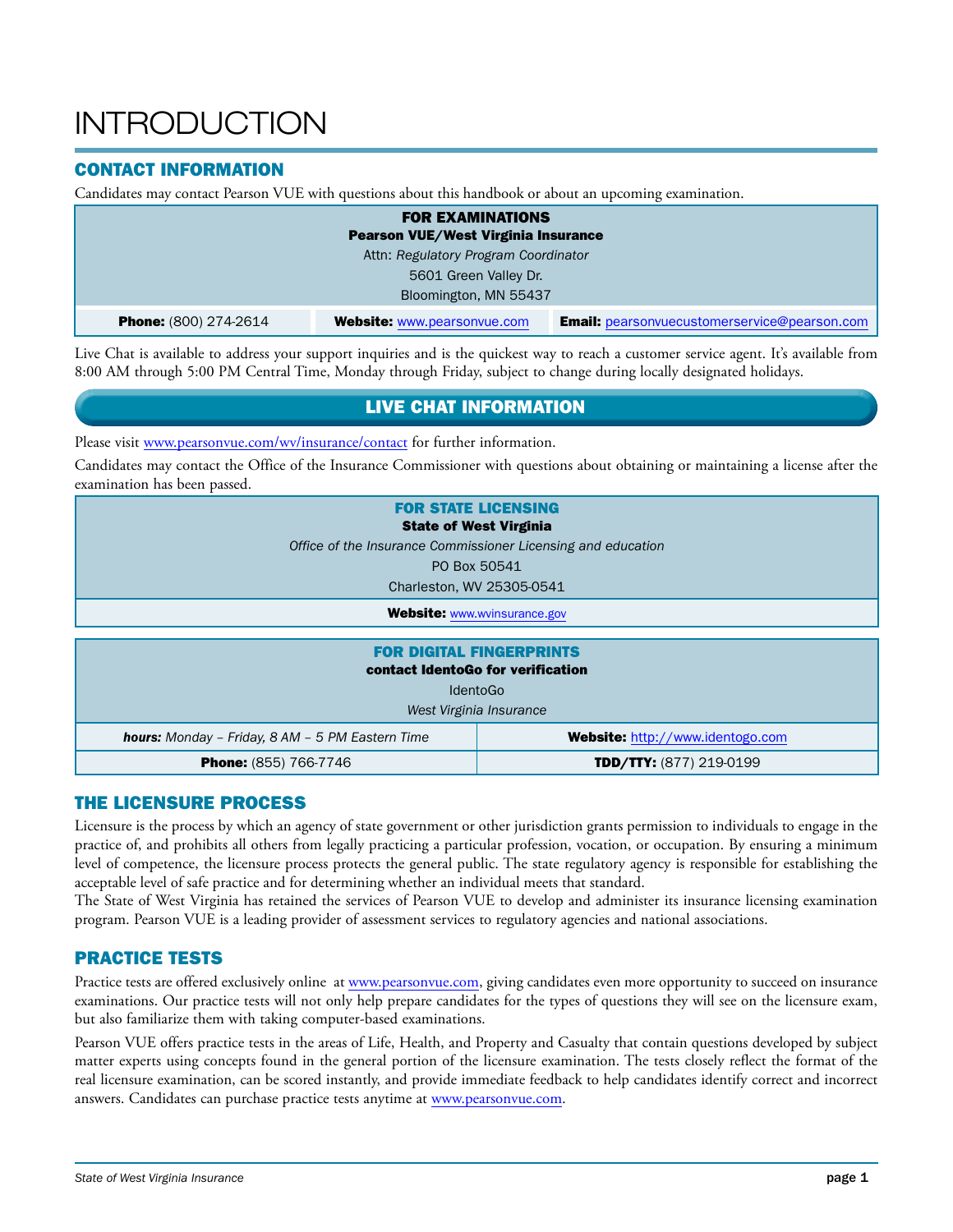# INTRODUCTION

## CONTACT INFORMATION

Candidates may contact Pearson VUE with questions about this handbook or about an upcoming examination.

| **FOR EXAMINATIONS**<br>**Pearson VUE/West Virginia Insurance**<br>Attn: *Regulatory Program Coordinator*<br>5601 Green Valley Dr.<br>Bloomington, MN 55437 | | |
|---|---|---|
| **Phone:** (800) 274-2614 | **Website:** www.pearsonvue.com | **Email:** pearsonvuecustomerservice@pearson.com |

Live Chat is available to address your support inquiries and is the quickest way to reach a customer service agent. It's available from 8:00 AM through 5:00 PM Central Time, Monday through Friday, subject to change during locally designated holidays.

### LIVE CHAT INFORMATION

Please visit www.pearsonvue.com/wv/insurance/contact for further information.

Candidates may contact the Office of the Insurance Commissioner with questions about obtaining or maintaining a license after the examination has been passed.

| **FOR STATE LICENSING**<br>**State of West Virginia**<br>*Office of the Insurance Commissioner Licensing and education*<br>PO Box 50541<br>Charleston, WV 25305-0541 |
|---|
| **Website:** www.wvinsurance.gov |

| **FOR DIGITAL FINGERPRINTS**<br>**contact IdentoGo for verification**<br>IdentoGo<br>*West Virginia Insurance* | |
|---|---|
| ***hours:*** *Monday – Friday, 8 AM – 5 PM Eastern Time* | **Website:** http://www.identogo.com |
| **Phone:** (855) 766-7746 | **TDD/TTY:** (877) 219-0199 |

## THE LICENSURE PROCESS

Licensure is the process by which an agency of state government or other jurisdiction grants permission to individuals to engage in the practice of, and prohibits all others from legally practicing a particular profession, vocation, or occupation. By ensuring a minimum level of competence, the licensure process protects the general public. The state regulatory agency is responsible for establishing the acceptable level of safe practice and for determining whether an individual meets that standard.

The State of West Virginia has retained the services of Pearson VUE to develop and administer its insurance licensing examination program. Pearson VUE is a leading provider of assessment services to regulatory agencies and national associations.

## PRACTICE TESTS

Practice tests are offered exclusively online at www.pearsonvue.com, giving candidates even more opportunity to succeed on insurance examinations. Our practice tests will not only help prepare candidates for the types of questions they will see on the licensure exam, but also familiarize them with taking computer-based examinations.

Pearson VUE offers practice tests in the areas of Life, Health, and Property and Casualty that contain questions developed by subject matter experts using concepts found in the general portion of the licensure examination. The tests closely reflect the format of the real licensure examination, can be scored instantly, and provide immediate feedback to help candidates identify correct and incorrect answers. Candidates can purchase practice tests anytime at www.pearsonvue.com.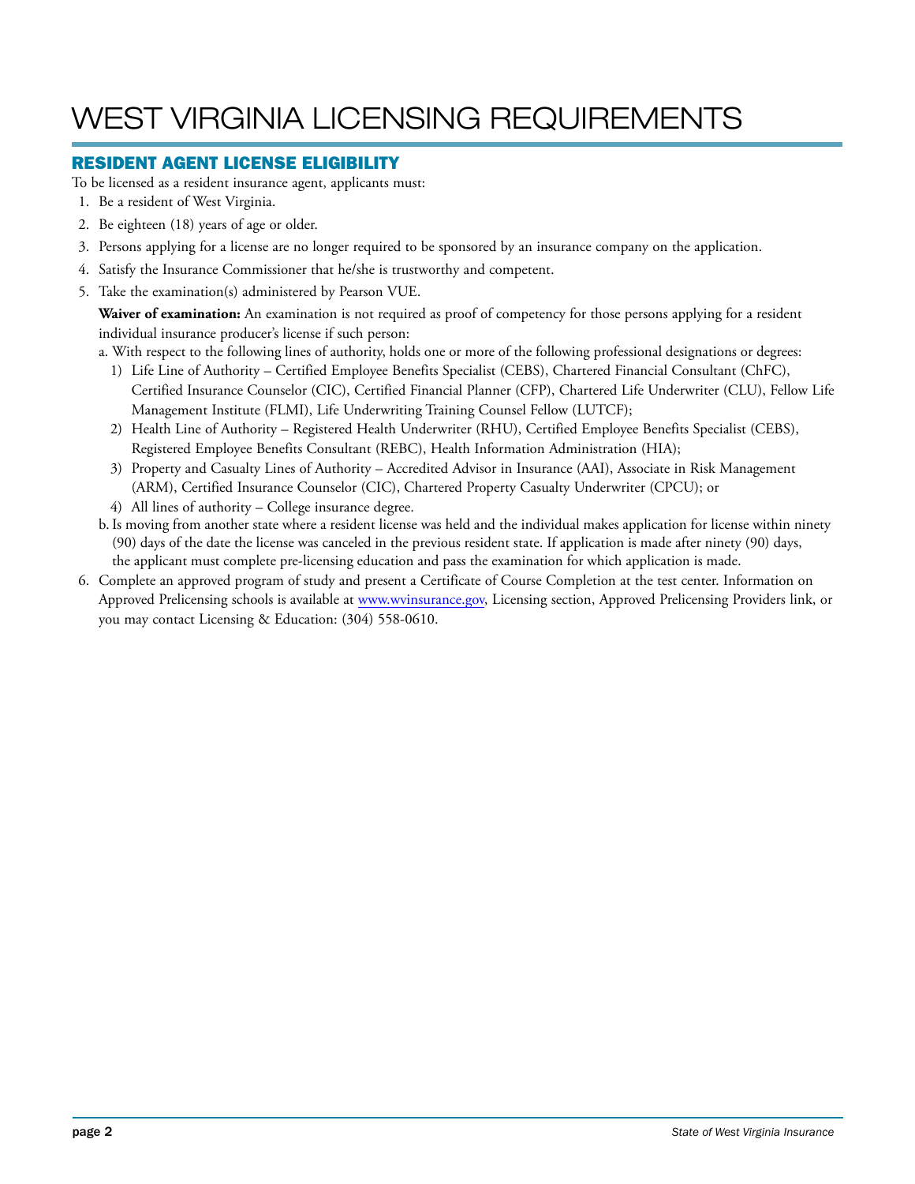# WEST VIRGINIA LICENSING REQUIREMENTS

## RESIDENT AGENT LICENSE ELIGIBILITY

To be licensed as a resident insurance agent, applicants must:

1. Be a resident of West Virginia.
2. Be eighteen (18) years of age or older.
3. Persons applying for a license are no longer required to be sponsored by an insurance company on the application.
4. Satisfy the Insurance Commissioner that he/she is trustworthy and competent.
5. Take the examination(s) administered by Pearson VUE.

   **Waiver of examination:** An examination is not required as proof of competency for those persons applying for a resident individual insurance producer's license if such person:

   a. With respect to the following lines of authority, holds one or more of the following professional designations or degrees:
      1) Life Line of Authority – Certified Employee Benefits Specialist (CEBS), Chartered Financial Consultant (ChFC), Certified Insurance Counselor (CIC), Certified Financial Planner (CFP), Chartered Life Underwriter (CLU), Fellow Life Management Institute (FLMI), Life Underwriting Training Counsel Fellow (LUTCF);
      2) Health Line of Authority – Registered Health Underwriter (RHU), Certified Employee Benefits Specialist (CEBS), Registered Employee Benefits Consultant (REBC), Health Information Administration (HIA);
      3) Property and Casualty Lines of Authority – Accredited Advisor in Insurance (AAI), Associate in Risk Management (ARM), Certified Insurance Counselor (CIC), Chartered Property Casualty Underwriter (CPCU); or
      4) All lines of authority – College insurance degree.

   b. Is moving from another state where a resident license was held and the individual makes application for license within ninety (90) days of the date the license was canceled in the previous resident state. If application is made after ninety (90) days, the applicant must complete pre-licensing education and pass the examination for which application is made.

6. Complete an approved program of study and present a Certificate of Course Completion at the test center. Information on Approved Prelicensing schools is available at www.wvinsurance.gov, Licensing section, Approved Prelicensing Providers link, or you may contact Licensing & Education: (304) 558-0610.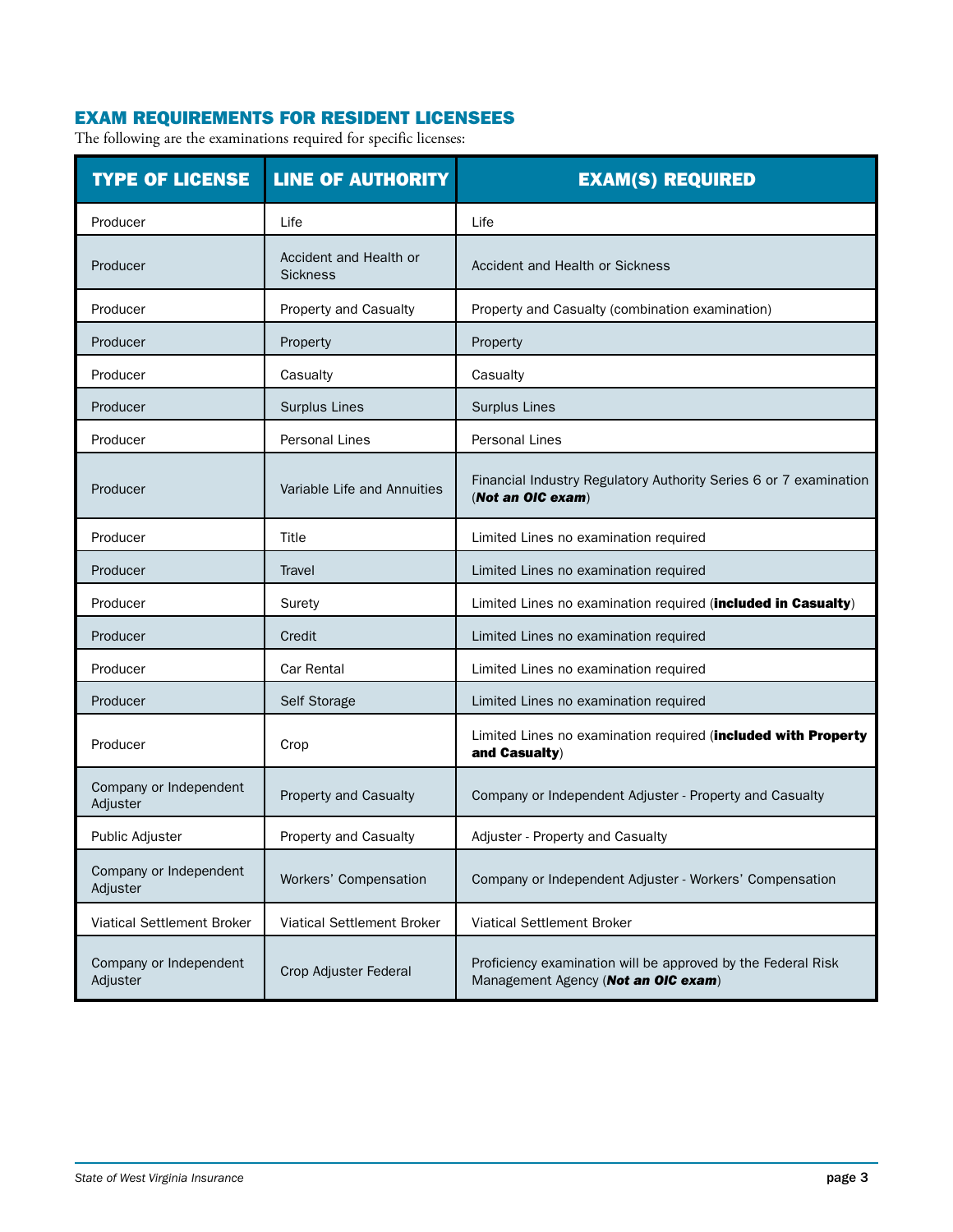## EXAM REQUIREMENTS FOR RESIDENT LICENSEES

The following are the examinations required for specific licenses:

| TYPE OF LICENSE | LINE OF AUTHORITY | EXAM(S) REQUIRED |
|---|---|---|
| Producer | Life | Life |
| Producer | Accident and Health or Sickness | Accident and Health or Sickness |
| Producer | Property and Casualty | Property and Casualty (combination examination) |
| Producer | Property | Property |
| Producer | Casualty | Casualty |
| Producer | Surplus Lines | Surplus Lines |
| Producer | Personal Lines | Personal Lines |
| Producer | Variable Life and Annuities | Financial Industry Regulatory Authority Series 6 or 7 examination (***Not an OIC exam***) |
| Producer | Title | Limited Lines no examination required |
| Producer | Travel | Limited Lines no examination required |
| Producer | Surety | Limited Lines no examination required (**included in Casualty**) |
| Producer | Credit | Limited Lines no examination required |
| Producer | Car Rental | Limited Lines no examination required |
| Producer | Self Storage | Limited Lines no examination required |
| Producer | Crop | Limited Lines no examination required (**included with Property and Casualty**) |
| Company or Independent Adjuster | Property and Casualty | Company or Independent Adjuster - Property and Casualty |
| Public Adjuster | Property and Casualty | Adjuster - Property and Casualty |
| Company or Independent Adjuster | Workers' Compensation | Company or Independent Adjuster - Workers' Compensation |
| Viatical Settlement Broker | Viatical Settlement Broker | Viatical Settlement Broker |
| Company or Independent Adjuster | Crop Adjuster Federal | Proficiency examination will be approved by the Federal Risk Management Agency (***Not an OIC exam***) |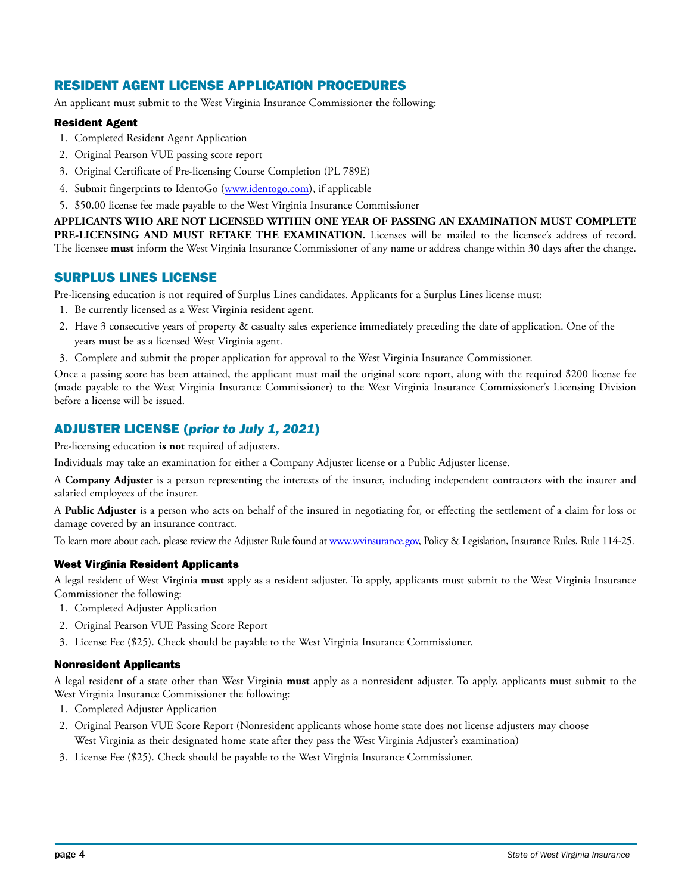## RESIDENT AGENT LICENSE APPLICATION PROCEDURES

An applicant must submit to the West Virginia Insurance Commissioner the following:

### Resident Agent

1. Completed Resident Agent Application
2. Original Pearson VUE passing score report
3. Original Certificate of Pre-licensing Course Completion (PL 789E)
4. Submit fingerprints to IdentoGo (www.identogo.com), if applicable
5. $50.00 license fee made payable to the West Virginia Insurance Commissioner

**APPLICANTS WHO ARE NOT LICENSED WITHIN ONE YEAR OF PASSING AN EXAMINATION MUST COMPLETE PRE-LICENSING AND MUST RETAKE THE EXAMINATION.** Licenses will be mailed to the licensee's address of record. The licensee **must** inform the West Virginia Insurance Commissioner of any name or address change within 30 days after the change.

## SURPLUS LINES LICENSE

Pre-licensing education is not required of Surplus Lines candidates. Applicants for a Surplus Lines license must:

1. Be currently licensed as a West Virginia resident agent.
2. Have 3 consecutive years of property & casualty sales experience immediately preceding the date of application. One of the years must be as a licensed West Virginia agent.
3. Complete and submit the proper application for approval to the West Virginia Insurance Commissioner.

Once a passing score has been attained, the applicant must mail the original score report, along with the required $200 license fee (made payable to the West Virginia Insurance Commissioner) to the West Virginia Insurance Commissioner's Licensing Division before a license will be issued.

## ADJUSTER LICENSE (*prior to July 1, 2021*)

Pre-licensing education **is not** required of adjusters.

Individuals may take an examination for either a Company Adjuster license or a Public Adjuster license.

A **Company Adjuster** is a person representing the interests of the insurer, including independent contractors with the insurer and salaried employees of the insurer.

A **Public Adjuster** is a person who acts on behalf of the insured in negotiating for, or effecting the settlement of a claim for loss or damage covered by an insurance contract.

To learn more about each, please review the Adjuster Rule found at www.wvinsurance.gov, Policy & Legislation, Insurance Rules, Rule 114-25.

### West Virginia Resident Applicants

A legal resident of West Virginia **must** apply as a resident adjuster. To apply, applicants must submit to the West Virginia Insurance Commissioner the following:

1. Completed Adjuster Application
2. Original Pearson VUE Passing Score Report
3. License Fee ($25). Check should be payable to the West Virginia Insurance Commissioner.

### Nonresident Applicants

A legal resident of a state other than West Virginia **must** apply as a nonresident adjuster. To apply, applicants must submit to the West Virginia Insurance Commissioner the following:

1. Completed Adjuster Application
2. Original Pearson VUE Score Report (Nonresident applicants whose home state does not license adjusters may choose West Virginia as their designated home state after they pass the West Virginia Adjuster's examination)
3. License Fee ($25). Check should be payable to the West Virginia Insurance Commissioner.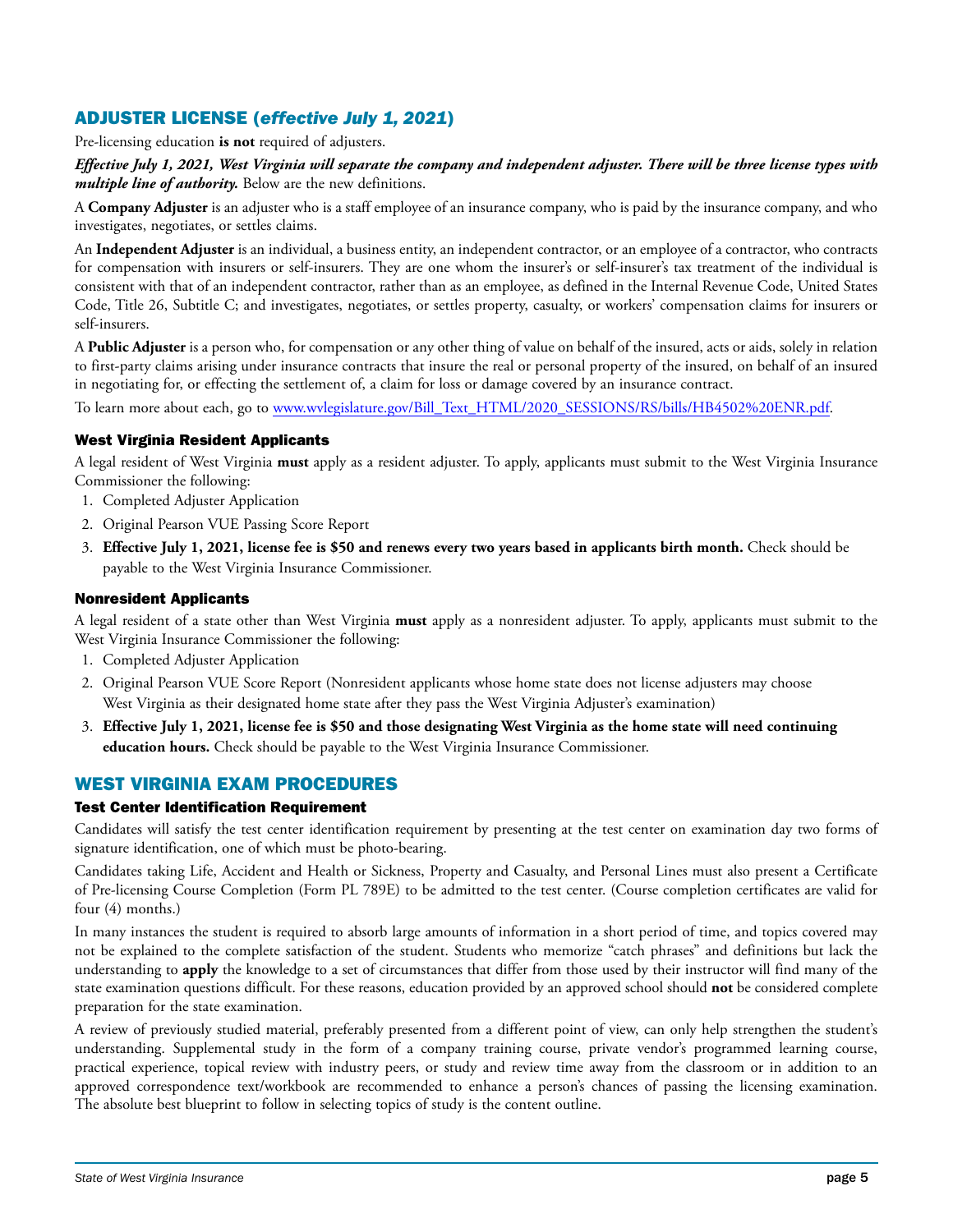## ADJUSTER LICENSE (*effective July 1, 2021*)

Pre-licensing education **is not** required of adjusters.

***Effective July 1, 2021, West Virginia will separate the company and independent adjuster. There will be three license types with multiple line of authority.*** Below are the new definitions.

A **Company Adjuster** is an adjuster who is a staff employee of an insurance company, who is paid by the insurance company, and who investigates, negotiates, or settles claims.

An **Independent Adjuster** is an individual, a business entity, an independent contractor, or an employee of a contractor, who contracts for compensation with insurers or self-insurers. They are one whom the insurer's or self-insurer's tax treatment of the individual is consistent with that of an independent contractor, rather than as an employee, as defined in the Internal Revenue Code, United States Code, Title 26, Subtitle C; and investigates, negotiates, or settles property, casualty, or workers' compensation claims for insurers or self-insurers.

A **Public Adjuster** is a person who, for compensation or any other thing of value on behalf of the insured, acts or aids, solely in relation to first-party claims arising under insurance contracts that insure the real or personal property of the insured, on behalf of an insured in negotiating for, or effecting the settlement of, a claim for loss or damage covered by an insurance contract.

To learn more about each, go to [www.wvlegislature.gov/Bill_Text_HTML/2020_SESSIONS/RS/bills/HB4502%20ENR.pdf](www.wvlegislature.gov/Bill_Text_HTML/2020_SESSIONS/RS/bills/HB4502%20ENR.pdf).

### West Virginia Resident Applicants

A legal resident of West Virginia **must** apply as a resident adjuster. To apply, applicants must submit to the West Virginia Insurance Commissioner the following:

1. Completed Adjuster Application
2. Original Pearson VUE Passing Score Report
3. **Effective July 1, 2021, license fee is $50 and renews every two years based in applicants birth month.** Check should be payable to the West Virginia Insurance Commissioner.

### Nonresident Applicants

A legal resident of a state other than West Virginia **must** apply as a nonresident adjuster. To apply, applicants must submit to the West Virginia Insurance Commissioner the following:

1. Completed Adjuster Application
2. Original Pearson VUE Score Report (Nonresident applicants whose home state does not license adjusters may choose West Virginia as their designated home state after they pass the West Virginia Adjuster's examination)
3. **Effective July 1, 2021, license fee is $50 and those designating West Virginia as the home state will need continuing education hours.** Check should be payable to the West Virginia Insurance Commissioner.

## WEST VIRGINIA EXAM PROCEDURES

### Test Center Identification Requirement

Candidates will satisfy the test center identification requirement by presenting at the test center on examination day two forms of signature identification, one of which must be photo-bearing.

Candidates taking Life, Accident and Health or Sickness, Property and Casualty, and Personal Lines must also present a Certificate of Pre-licensing Course Completion (Form PL 789E) to be admitted to the test center. (Course completion certificates are valid for four (4) months.)

In many instances the student is required to absorb large amounts of information in a short period of time, and topics covered may not be explained to the complete satisfaction of the student. Students who memorize "catch phrases" and definitions but lack the understanding to **apply** the knowledge to a set of circumstances that differ from those used by their instructor will find many of the state examination questions difficult. For these reasons, education provided by an approved school should **not** be considered complete preparation for the state examination.

A review of previously studied material, preferably presented from a different point of view, can only help strengthen the student's understanding. Supplemental study in the form of a company training course, private vendor's programmed learning course, practical experience, topical review with industry peers, or study and review time away from the classroom or in addition to an approved correspondence text/workbook are recommended to enhance a person's chances of passing the licensing examination. The absolute best blueprint to follow in selecting topics of study is the content outline.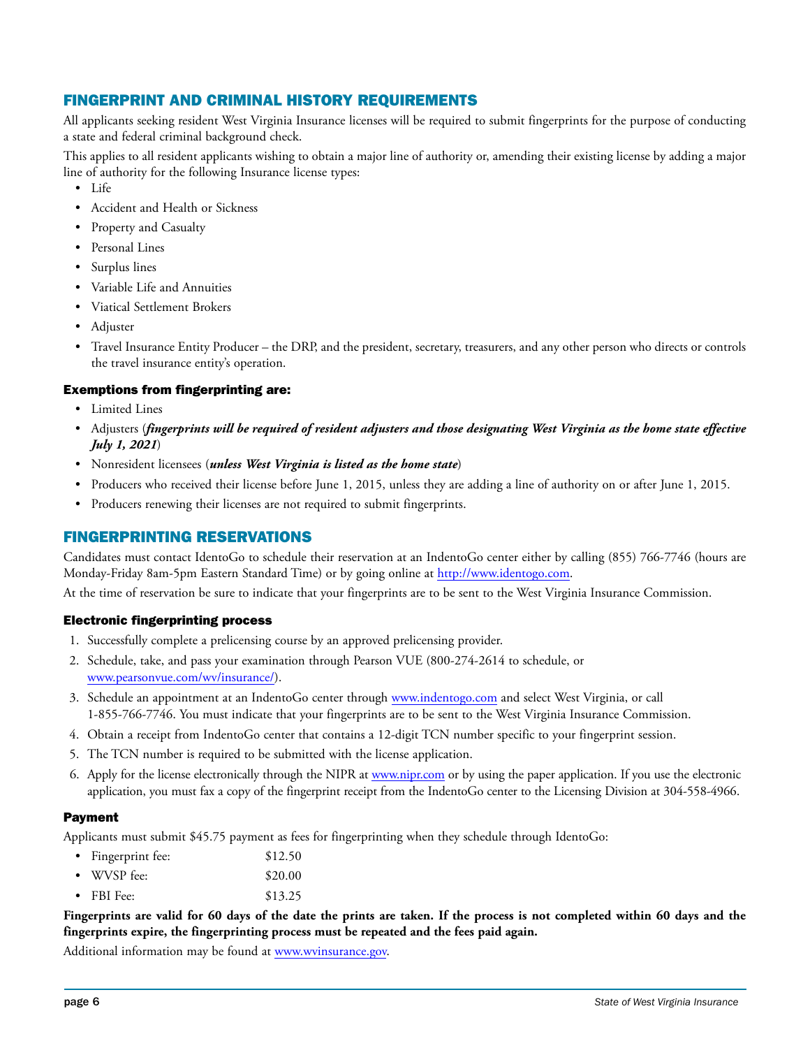## FINGERPRINT AND CRIMINAL HISTORY REQUIREMENTS

All applicants seeking resident West Virginia Insurance licenses will be required to submit fingerprints for the purpose of conducting a state and federal criminal background check.

This applies to all resident applicants wishing to obtain a major line of authority or, amending their existing license by adding a major line of authority for the following Insurance license types:

- Life
- Accident and Health or Sickness
- Property and Casualty
- Personal Lines
- Surplus lines
- Variable Life and Annuities
- Viatical Settlement Brokers
- Adjuster
- Travel Insurance Entity Producer – the DRP, and the president, secretary, treasurers, and any other person who directs or controls the travel insurance entity's operation.

### Exemptions from fingerprinting are:

- Limited Lines
- Adjusters (***fingerprints will be required of resident adjusters and those designating West Virginia as the home state effective July 1, 2021***)
- Nonresident licensees (***unless West Virginia is listed as the home state***)
- Producers who received their license before June 1, 2015, unless they are adding a line of authority on or after June 1, 2015.
- Producers renewing their licenses are not required to submit fingerprints.

## FINGERPRINTING RESERVATIONS

Candidates must contact IdentoGo to schedule their reservation at an IndentoGo center either by calling (855) 766-7746 (hours are Monday-Friday 8am-5pm Eastern Standard Time) or by going online at http://www.identogo.com.

At the time of reservation be sure to indicate that your fingerprints are to be sent to the West Virginia Insurance Commission.

### Electronic fingerprinting process

1. Successfully complete a prelicensing course by an approved prelicensing provider.
2. Schedule, take, and pass your examination through Pearson VUE (800-274-2614 to schedule, or www.pearsonvue.com/wv/insurance/).
3. Schedule an appointment at an IndentoGo center through www.indentogo.com and select West Virginia, or call 1-855-766-7746. You must indicate that your fingerprints are to be sent to the West Virginia Insurance Commission.
4. Obtain a receipt from IndentoGo center that contains a 12-digit TCN number specific to your fingerprint session.
5. The TCN number is required to be submitted with the license application.
6. Apply for the license electronically through the NIPR at www.nipr.com or by using the paper application. If you use the electronic application, you must fax a copy of the fingerprint receipt from the IndentoGo center to the Licensing Division at 304-558-4966.

### Payment

Applicants must submit $45.75 payment as fees for fingerprinting when they schedule through IdentoGo:

- Fingerprint fee: $12.50
- WVSP fee: $20.00
- FBI Fee: $13.25

**Fingerprints are valid for 60 days of the date the prints are taken. If the process is not completed within 60 days and the fingerprints expire, the fingerprinting process must be repeated and the fees paid again.**

Additional information may be found at www.wvinsurance.gov.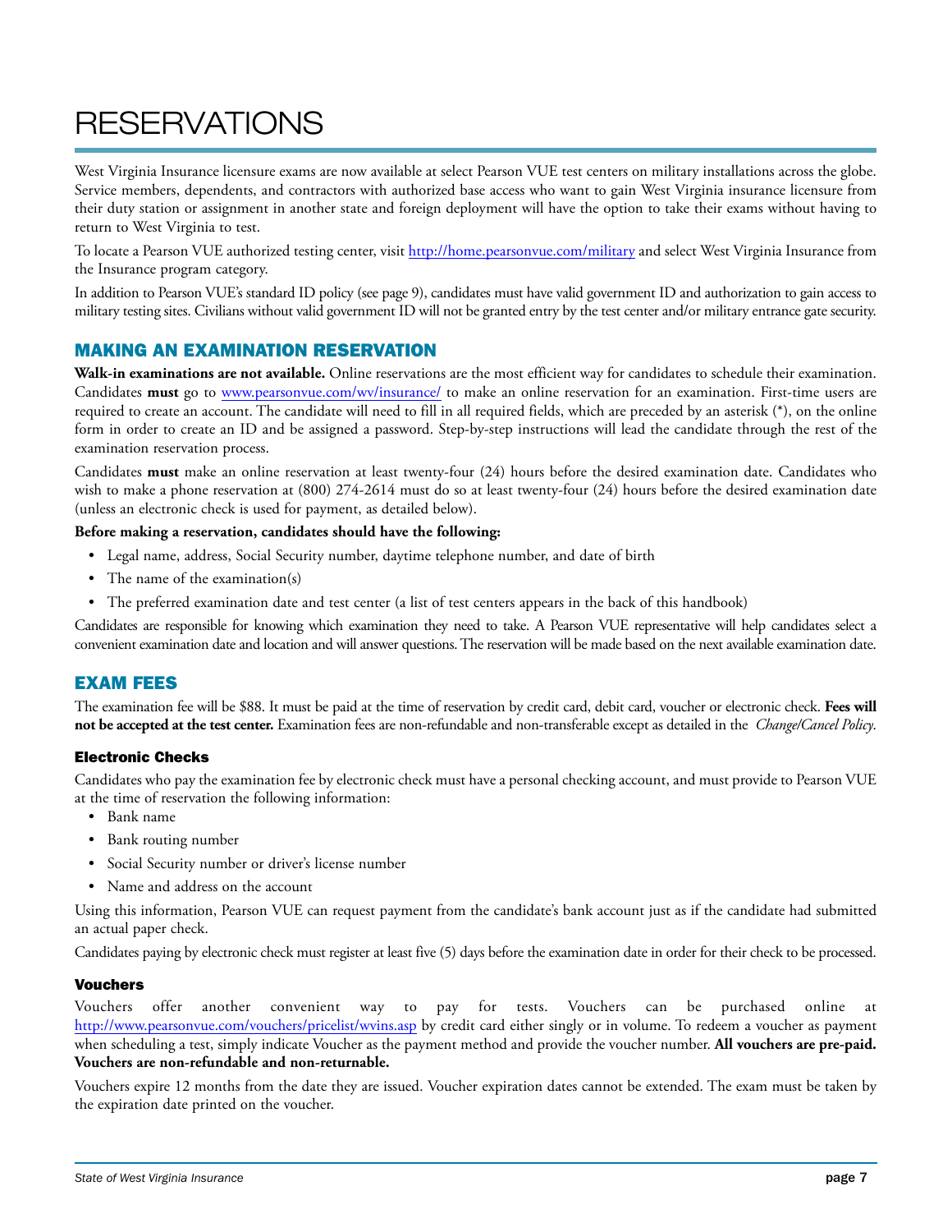# RESERVATIONS

West Virginia Insurance licensure exams are now available at select Pearson VUE test centers on military installations across the globe. Service members, dependents, and contractors with authorized base access who want to gain West Virginia insurance licensure from their duty station or assignment in another state and foreign deployment will have the option to take their exams without having to return to West Virginia to test.

To locate a Pearson VUE authorized testing center, visit http://home.pearsonvue.com/military and select West Virginia Insurance from the Insurance program category.

In addition to Pearson VUE's standard ID policy (see page 9), candidates must have valid government ID and authorization to gain access to military testing sites. Civilians without valid government ID will not be granted entry by the test center and/or military entrance gate security.

## MAKING AN EXAMINATION RESERVATION

**Walk-in examinations are not available.** Online reservations are the most efficient way for candidates to schedule their examination. Candidates **must** go to www.pearsonvue.com/wv/insurance/ to make an online reservation for an examination. First-time users are required to create an account. The candidate will need to fill in all required fields, which are preceded by an asterisk (*), on the online form in order to create an ID and be assigned a password. Step-by-step instructions will lead the candidate through the rest of the examination reservation process.

Candidates **must** make an online reservation at least twenty-four (24) hours before the desired examination date. Candidates who wish to make a phone reservation at (800) 274-2614 must do so at least twenty-four (24) hours before the desired examination date (unless an electronic check is used for payment, as detailed below).

**Before making a reservation, candidates should have the following:**

- Legal name, address, Social Security number, daytime telephone number, and date of birth
- The name of the examination(s)
- The preferred examination date and test center (a list of test centers appears in the back of this handbook)

Candidates are responsible for knowing which examination they need to take. A Pearson VUE representative will help candidates select a convenient examination date and location and will answer questions. The reservation will be made based on the next available examination date.

## EXAM FEES

The examination fee will be $88. It must be paid at the time of reservation by credit card, debit card, voucher or electronic check. **Fees will not be accepted at the test center.** Examination fees are non-refundable and non-transferable except as detailed in the *Change/Cancel Policy*.

### Electronic Checks

Candidates who pay the examination fee by electronic check must have a personal checking account, and must provide to Pearson VUE at the time of reservation the following information:

- Bank name
- Bank routing number
- Social Security number or driver's license number
- Name and address on the account

Using this information, Pearson VUE can request payment from the candidate's bank account just as if the candidate had submitted an actual paper check.

Candidates paying by electronic check must register at least five (5) days before the examination date in order for their check to be processed.

### Vouchers

Vouchers offer another convenient way to pay for tests. Vouchers can be purchased online at http://www.pearsonvue.com/vouchers/pricelist/wvins.asp by credit card either singly or in volume. To redeem a voucher as payment when scheduling a test, simply indicate Voucher as the payment method and provide the voucher number. **All vouchers are pre-paid. Vouchers are non-refundable and non-returnable.**

Vouchers expire 12 months from the date they are issued. Voucher expiration dates cannot be extended. The exam must be taken by the expiration date printed on the voucher.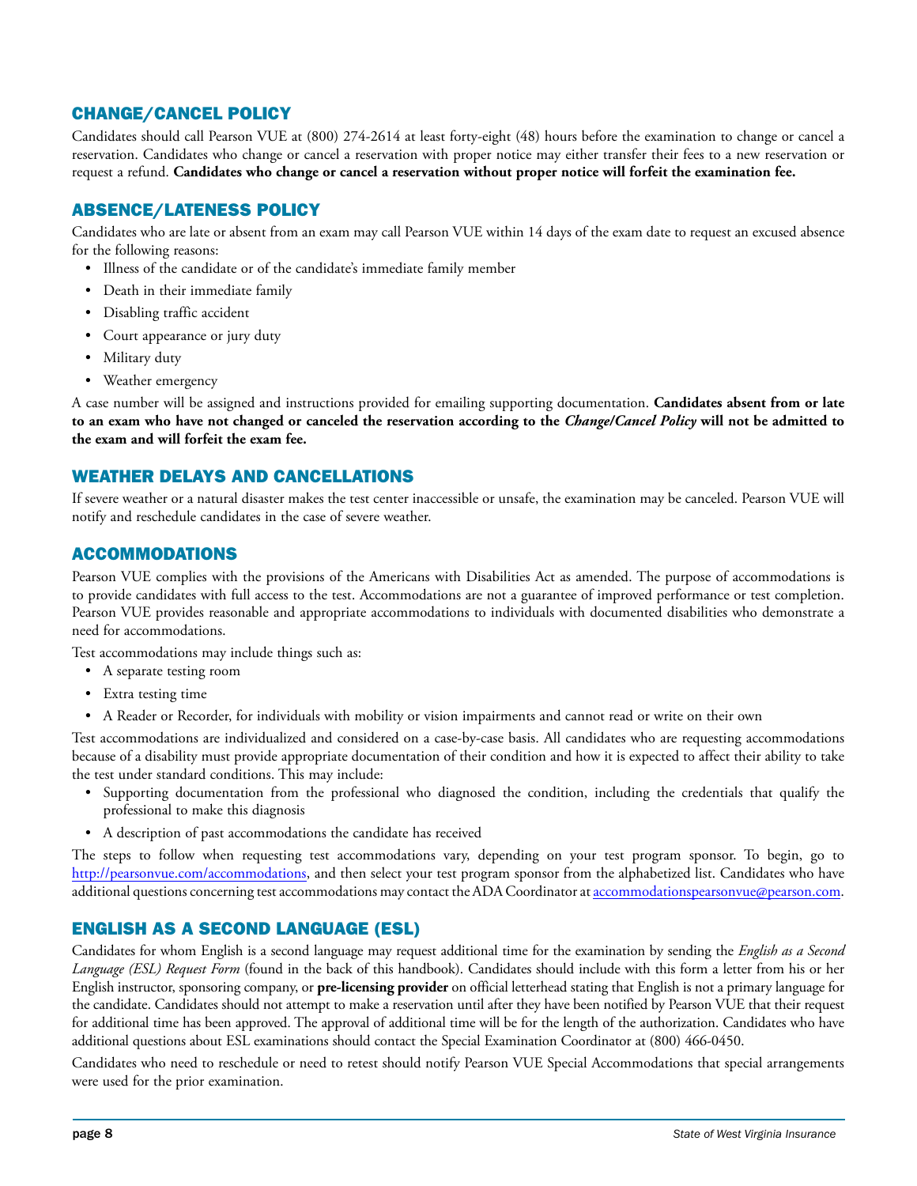## CHANGE/CANCEL POLICY

Candidates should call Pearson VUE at (800) 274-2614 at least forty-eight (48) hours before the examination to change or cancel a reservation. Candidates who change or cancel a reservation with proper notice may either transfer their fees to a new reservation or request a refund. **Candidates who change or cancel a reservation without proper notice will forfeit the examination fee.**

## ABSENCE/LATENESS POLICY

Candidates who are late or absent from an exam may call Pearson VUE within 14 days of the exam date to request an excused absence for the following reasons:

- Illness of the candidate or of the candidate's immediate family member
- Death in their immediate family
- Disabling traffic accident
- Court appearance or jury duty
- Military duty
- Weather emergency

A case number will be assigned and instructions provided for emailing supporting documentation. **Candidates absent from or late to an exam who have not changed or canceled the reservation according to the *Change/Cancel Policy* will not be admitted to the exam and will forfeit the exam fee.**

## WEATHER DELAYS AND CANCELLATIONS

If severe weather or a natural disaster makes the test center inaccessible or unsafe, the examination may be canceled. Pearson VUE will notify and reschedule candidates in the case of severe weather.

## ACCOMMODATIONS

Pearson VUE complies with the provisions of the Americans with Disabilities Act as amended. The purpose of accommodations is to provide candidates with full access to the test. Accommodations are not a guarantee of improved performance or test completion. Pearson VUE provides reasonable and appropriate accommodations to individuals with documented disabilities who demonstrate a need for accommodations.

Test accommodations may include things such as:

- A separate testing room
- Extra testing time
- A Reader or Recorder, for individuals with mobility or vision impairments and cannot read or write on their own

Test accommodations are individualized and considered on a case-by-case basis. All candidates who are requesting accommodations because of a disability must provide appropriate documentation of their condition and how it is expected to affect their ability to take the test under standard conditions. This may include:

- Supporting documentation from the professional who diagnosed the condition, including the credentials that qualify the professional to make this diagnosis
- A description of past accommodations the candidate has received

The steps to follow when requesting test accommodations vary, depending on your test program sponsor. To begin, go to http://pearsonvue.com/accommodations, and then select your test program sponsor from the alphabetized list. Candidates who have additional questions concerning test accommodations may contact the ADA Coordinator at accommodationspearsonvue@pearson.com.

## ENGLISH AS A SECOND LANGUAGE (ESL)

Candidates for whom English is a second language may request additional time for the examination by sending the *English as a Second Language (ESL) Request Form* (found in the back of this handbook). Candidates should include with this form a letter from his or her English instructor, sponsoring company, or **pre-licensing provider** on official letterhead stating that English is not a primary language for the candidate. Candidates should not attempt to make a reservation until after they have been notified by Pearson VUE that their request for additional time has been approved. The approval of additional time will be for the length of the authorization. Candidates who have additional questions about ESL examinations should contact the Special Examination Coordinator at (800) 466-0450.

Candidates who need to reschedule or need to retest should notify Pearson VUE Special Accommodations that special arrangements were used for the prior examination.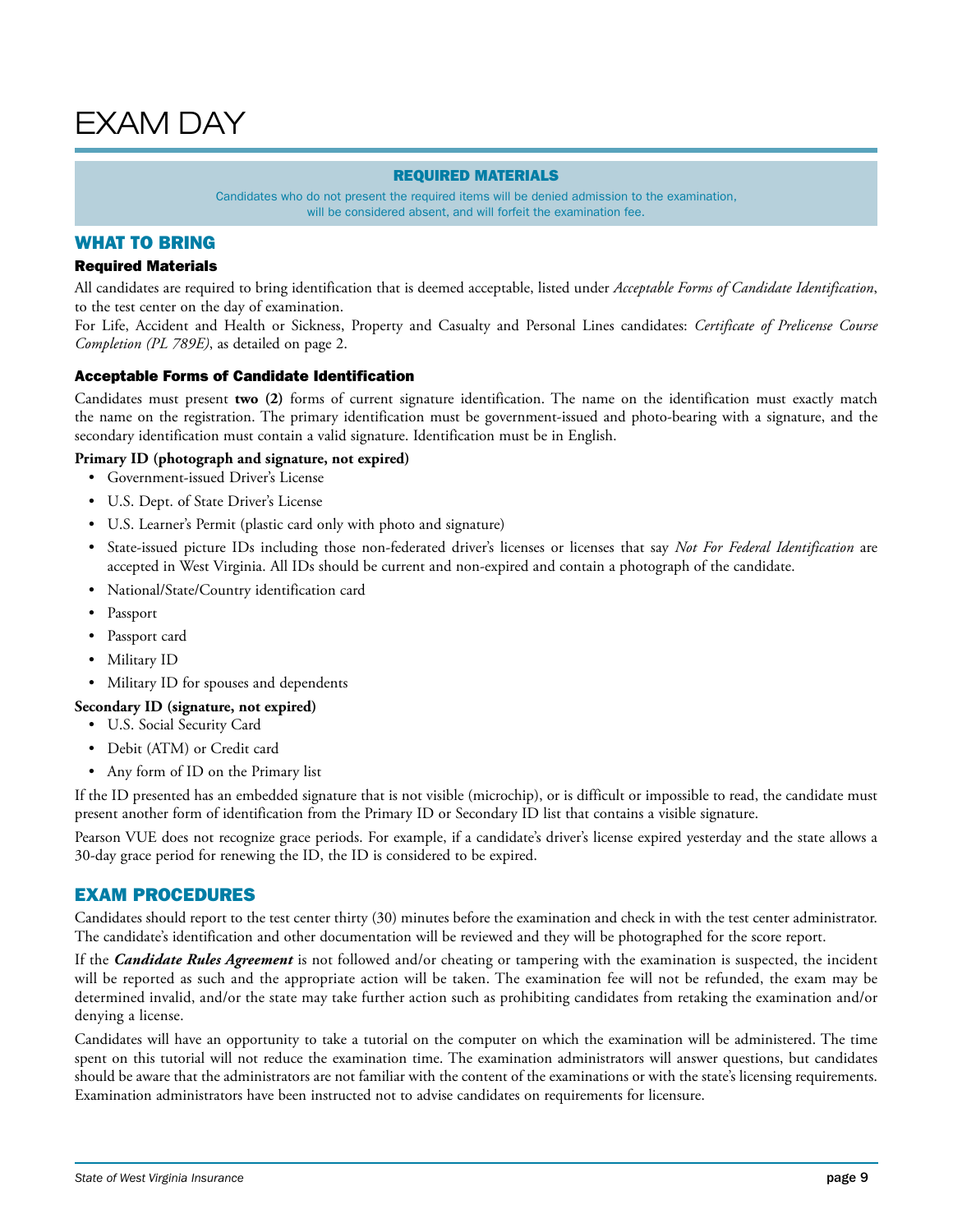# EXAM DAY

### REQUIRED MATERIALS

Candidates who do not present the required items will be denied admission to the examination, will be considered absent, and will forfeit the examination fee.

## WHAT TO BRING

### Required Materials

All candidates are required to bring identification that is deemed acceptable, listed under *Acceptable Forms of Candidate Identification*, to the test center on the day of examination.

For Life, Accident and Health or Sickness, Property and Casualty and Personal Lines candidates: *Certificate of Prelicense Course Completion (PL 789E)*, as detailed on page 2.

### Acceptable Forms of Candidate Identification

Candidates must present **two (2)** forms of current signature identification. The name on the identification must exactly match the name on the registration. The primary identification must be government-issued and photo-bearing with a signature, and the secondary identification must contain a valid signature. Identification must be in English.

**Primary ID (photograph and signature, not expired)**

- Government-issued Driver's License
- U.S. Dept. of State Driver's License
- U.S. Learner's Permit (plastic card only with photo and signature)
- State-issued picture IDs including those non-federated driver's licenses or licenses that say *Not For Federal Identification* are accepted in West Virginia. All IDs should be current and non-expired and contain a photograph of the candidate.
- National/State/Country identification card
- Passport
- Passport card
- Military ID
- Military ID for spouses and dependents

**Secondary ID (signature, not expired)**

- U.S. Social Security Card
- Debit (ATM) or Credit card
- Any form of ID on the Primary list

If the ID presented has an embedded signature that is not visible (microchip), or is difficult or impossible to read, the candidate must present another form of identification from the Primary ID or Secondary ID list that contains a visible signature.

Pearson VUE does not recognize grace periods. For example, if a candidate's driver's license expired yesterday and the state allows a 30-day grace period for renewing the ID, the ID is considered to be expired.

## EXAM PROCEDURES

Candidates should report to the test center thirty (30) minutes before the examination and check in with the test center administrator. The candidate's identification and other documentation will be reviewed and they will be photographed for the score report.

If the ***Candidate Rules Agreement*** is not followed and/or cheating or tampering with the examination is suspected, the incident will be reported as such and the appropriate action will be taken. The examination fee will not be refunded, the exam may be determined invalid, and/or the state may take further action such as prohibiting candidates from retaking the examination and/or denying a license.

Candidates will have an opportunity to take a tutorial on the computer on which the examination will be administered. The time spent on this tutorial will not reduce the examination time. The examination administrators will answer questions, but candidates should be aware that the administrators are not familiar with the content of the examinations or with the state's licensing requirements. Examination administrators have been instructed not to advise candidates on requirements for licensure.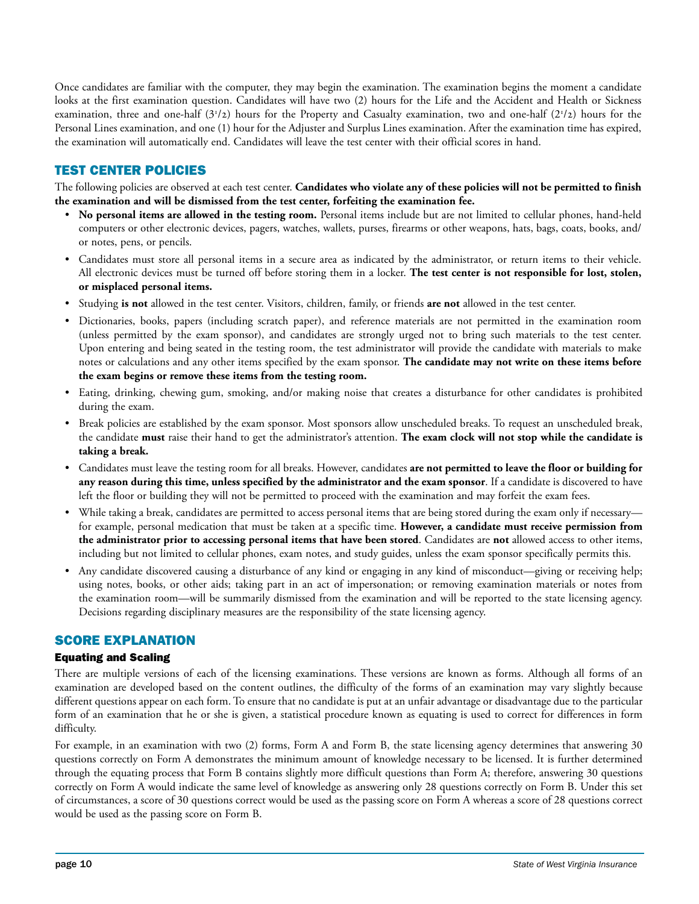Once candidates are familiar with the computer, they may begin the examination. The examination begins the moment a candidate looks at the first examination question. Candidates will have two (2) hours for the Life and the Accident and Health or Sickness examination, three and one-half ($3^1/2$) hours for the Property and Casualty examination, two and one-half ($2^1/2$) hours for the Personal Lines examination, and one (1) hour for the Adjuster and Surplus Lines examination. After the examination time has expired, the examination will automatically end. Candidates will leave the test center with their official scores in hand.

## TEST CENTER POLICIES

The following policies are observed at each test center. **Candidates who violate any of these policies will not be permitted to finish the examination and will be dismissed from the test center, forfeiting the examination fee.**

- **No personal items are allowed in the testing room.** Personal items include but are not limited to cellular phones, hand-held computers or other electronic devices, pagers, watches, wallets, purses, firearms or other weapons, hats, bags, coats, books, and/or notes, pens, or pencils.
- Candidates must store all personal items in a secure area as indicated by the administrator, or return items to their vehicle. All electronic devices must be turned off before storing them in a locker. **The test center is not responsible for lost, stolen, or misplaced personal items.**
- Studying **is not** allowed in the test center. Visitors, children, family, or friends **are not** allowed in the test center.
- Dictionaries, books, papers (including scratch paper), and reference materials are not permitted in the examination room (unless permitted by the exam sponsor), and candidates are strongly urged not to bring such materials to the test center. Upon entering and being seated in the testing room, the test administrator will provide the candidate with materials to make notes or calculations and any other items specified by the exam sponsor. **The candidate may not write on these items before the exam begins or remove these items from the testing room.**
- Eating, drinking, chewing gum, smoking, and/or making noise that creates a disturbance for other candidates is prohibited during the exam.
- Break policies are established by the exam sponsor. Most sponsors allow unscheduled breaks. To request an unscheduled break, the candidate **must** raise their hand to get the administrator's attention. **The exam clock will not stop while the candidate is taking a break.**
- Candidates must leave the testing room for all breaks. However, candidates **are not permitted to leave the floor or building for any reason during this time, unless specified by the administrator and the exam sponsor**. If a candidate is discovered to have left the floor or building they will not be permitted to proceed with the examination and may forfeit the exam fees.
- While taking a break, candidates are permitted to access personal items that are being stored during the exam only if necessary—for example, personal medication that must be taken at a specific time. **However, a candidate must receive permission from the administrator prior to accessing personal items that have been stored**. Candidates are **not** allowed access to other items, including but not limited to cellular phones, exam notes, and study guides, unless the exam sponsor specifically permits this.
- Any candidate discovered causing a disturbance of any kind or engaging in any kind of misconduct—giving or receiving help; using notes, books, or other aids; taking part in an act of impersonation; or removing examination materials or notes from the examination room—will be summarily dismissed from the examination and will be reported to the state licensing agency. Decisions regarding disciplinary measures are the responsibility of the state licensing agency.

## SCORE EXPLANATION

### Equating and Scaling

There are multiple versions of each of the licensing examinations. These versions are known as forms. Although all forms of an examination are developed based on the content outlines, the difficulty of the forms of an examination may vary slightly because different questions appear on each form. To ensure that no candidate is put at an unfair advantage or disadvantage due to the particular form of an examination that he or she is given, a statistical procedure known as equating is used to correct for differences in form difficulty.

For example, in an examination with two (2) forms, Form A and Form B, the state licensing agency determines that answering 30 questions correctly on Form A demonstrates the minimum amount of knowledge necessary to be licensed. It is further determined through the equating process that Form B contains slightly more difficult questions than Form A; therefore, answering 30 questions correctly on Form A would indicate the same level of knowledge as answering only 28 questions correctly on Form B. Under this set of circumstances, a score of 30 questions correct would be used as the passing score on Form A whereas a score of 28 questions correct would be used as the passing score on Form B.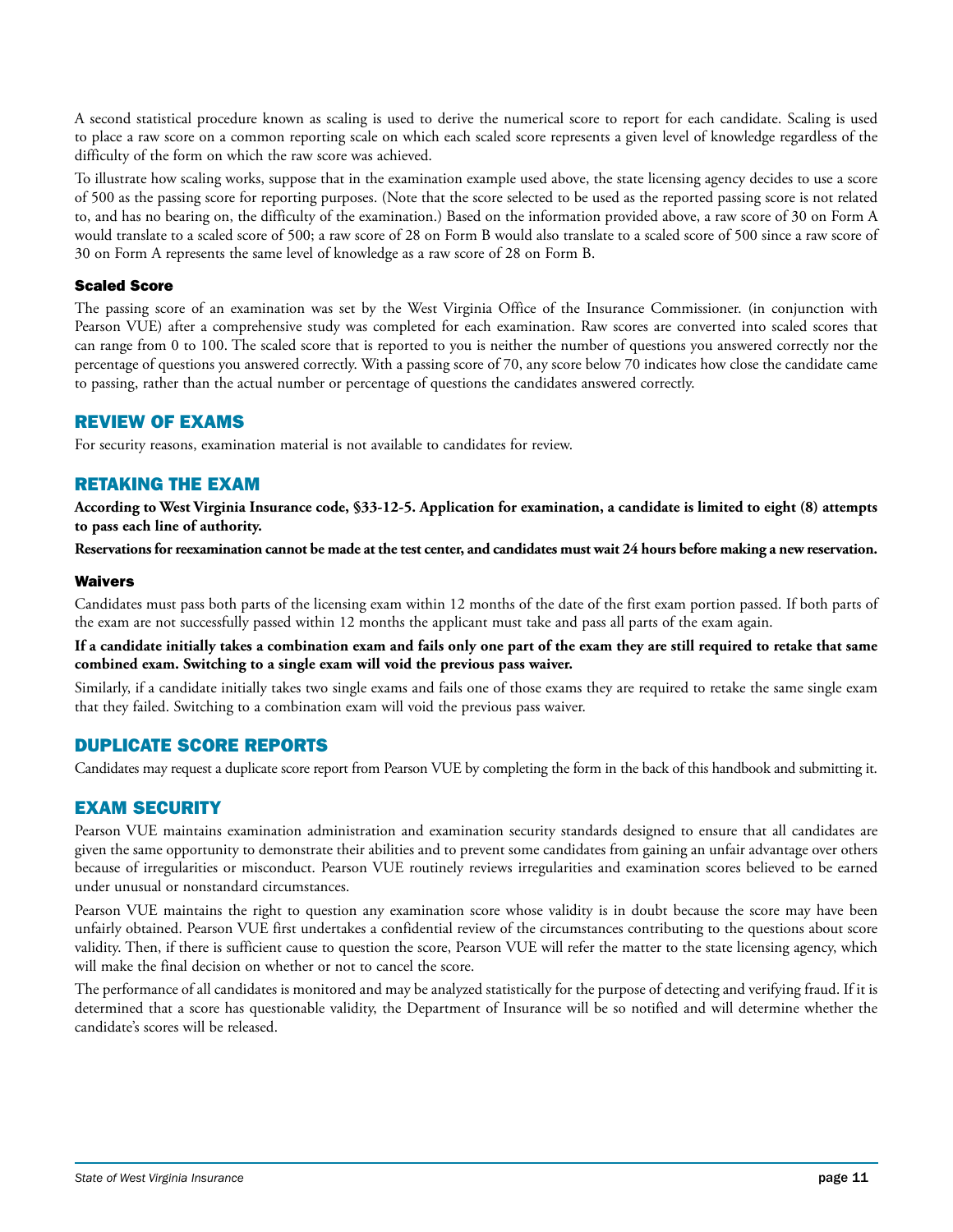A second statistical procedure known as scaling is used to derive the numerical score to report for each candidate. Scaling is used to place a raw score on a common reporting scale on which each scaled score represents a given level of knowledge regardless of the difficulty of the form on which the raw score was achieved.

To illustrate how scaling works, suppose that in the examination example used above, the state licensing agency decides to use a score of 500 as the passing score for reporting purposes. (Note that the score selected to be used as the reported passing score is not related to, and has no bearing on, the difficulty of the examination.) Based on the information provided above, a raw score of 30 on Form A would translate to a scaled score of 500; a raw score of 28 on Form B would also translate to a scaled score of 500 since a raw score of 30 on Form A represents the same level of knowledge as a raw score of 28 on Form B.

### Scaled Score

The passing score of an examination was set by the West Virginia Office of the Insurance Commissioner. (in conjunction with Pearson VUE) after a comprehensive study was completed for each examination. Raw scores are converted into scaled scores that can range from 0 to 100. The scaled score that is reported to you is neither the number of questions you answered correctly nor the percentage of questions you answered correctly. With a passing score of 70, any score below 70 indicates how close the candidate came to passing, rather than the actual number or percentage of questions the candidates answered correctly.

## REVIEW OF EXAMS

For security reasons, examination material is not available to candidates for review.

## RETAKING THE EXAM

**According to West Virginia Insurance code, §33-12-5. Application for examination, a candidate is limited to eight (8) attempts to pass each line of authority.**

**Reservations for reexamination cannot be made at the test center, and candidates must wait 24 hours before making a new reservation.**

### Waivers

Candidates must pass both parts of the licensing exam within 12 months of the date of the first exam portion passed. If both parts of the exam are not successfully passed within 12 months the applicant must take and pass all parts of the exam again.

**If a candidate initially takes a combination exam and fails only one part of the exam they are still required to retake that same combined exam. Switching to a single exam will void the previous pass waiver.**

Similarly, if a candidate initially takes two single exams and fails one of those exams they are required to retake the same single exam that they failed. Switching to a combination exam will void the previous pass waiver.

## DUPLICATE SCORE REPORTS

Candidates may request a duplicate score report from Pearson VUE by completing the form in the back of this handbook and submitting it.

## EXAM SECURITY

Pearson VUE maintains examination administration and examination security standards designed to ensure that all candidates are given the same opportunity to demonstrate their abilities and to prevent some candidates from gaining an unfair advantage over others because of irregularities or misconduct. Pearson VUE routinely reviews irregularities and examination scores believed to be earned under unusual or nonstandard circumstances.

Pearson VUE maintains the right to question any examination score whose validity is in doubt because the score may have been unfairly obtained. Pearson VUE first undertakes a confidential review of the circumstances contributing to the questions about score validity. Then, if there is sufficient cause to question the score, Pearson VUE will refer the matter to the state licensing agency, which will make the final decision on whether or not to cancel the score.

The performance of all candidates is monitored and may be analyzed statistically for the purpose of detecting and verifying fraud. If it is determined that a score has questionable validity, the Department of Insurance will be so notified and will determine whether the candidate's scores will be released.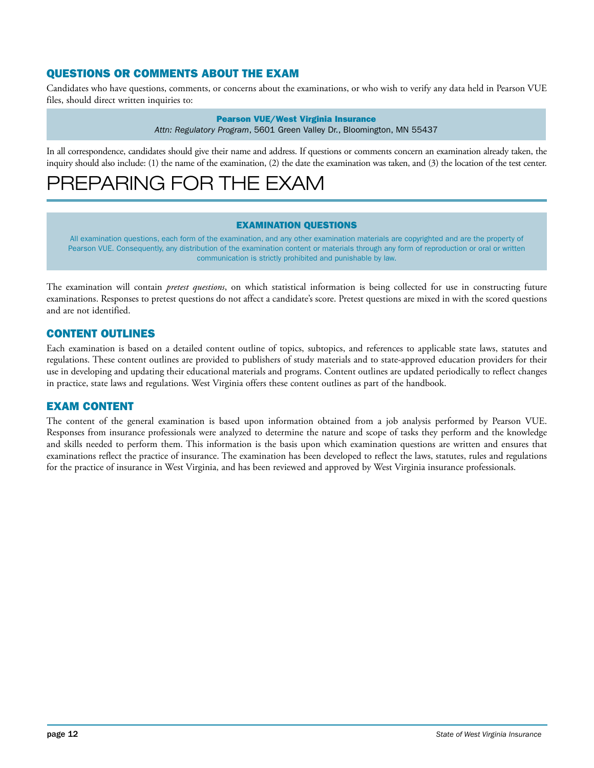## QUESTIONS OR COMMENTS ABOUT THE EXAM

Candidates who have questions, comments, or concerns about the examinations, or who wish to verify any data held in Pearson VUE files, should direct written inquiries to:

> **Pearson VUE/West Virginia Insurance**
> *Attn: Regulatory Program*, 5601 Green Valley Dr., Bloomington, MN 55437

In all correspondence, candidates should give their name and address. If questions or comments concern an examination already taken, the inquiry should also include: (1) the name of the examination, (2) the date the examination was taken, and (3) the location of the test center.

# PREPARING FOR THE EXAM

> **EXAMINATION QUESTIONS**
>
> All examination questions, each form of the examination, and any other examination materials are copyrighted and are the property of Pearson VUE. Consequently, any distribution of the examination content or materials through any form of reproduction or oral or written communication is strictly prohibited and punishable by law.

The examination will contain *pretest questions*, on which statistical information is being collected for use in constructing future examinations. Responses to pretest questions do not affect a candidate's score. Pretest questions are mixed in with the scored questions and are not identified.

## CONTENT OUTLINES

Each examination is based on a detailed content outline of topics, subtopics, and references to applicable state laws, statutes and regulations. These content outlines are provided to publishers of study materials and to state-approved education providers for their use in developing and updating their educational materials and programs. Content outlines are updated periodically to reflect changes in practice, state laws and regulations. West Virginia offers these content outlines as part of the handbook.

## EXAM CONTENT

The content of the general examination is based upon information obtained from a job analysis performed by Pearson VUE. Responses from insurance professionals were analyzed to determine the nature and scope of tasks they perform and the knowledge and skills needed to perform them. This information is the basis upon which examination questions are written and ensures that examinations reflect the practice of insurance. The examination has been developed to reflect the laws, statutes, rules and regulations for the practice of insurance in West Virginia, and has been reviewed and approved by West Virginia insurance professionals.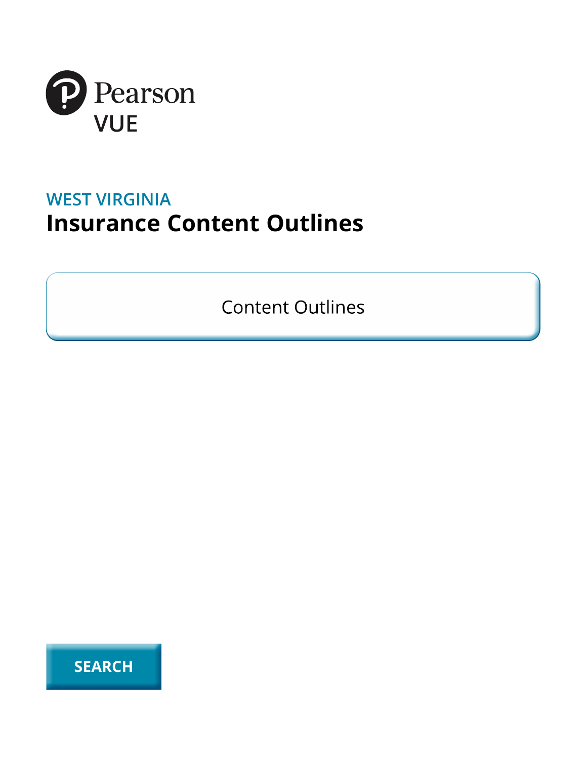Pearson VUE

WEST VIRGINIA

# Insurance Content Outlines

Content Outlines

SEARCH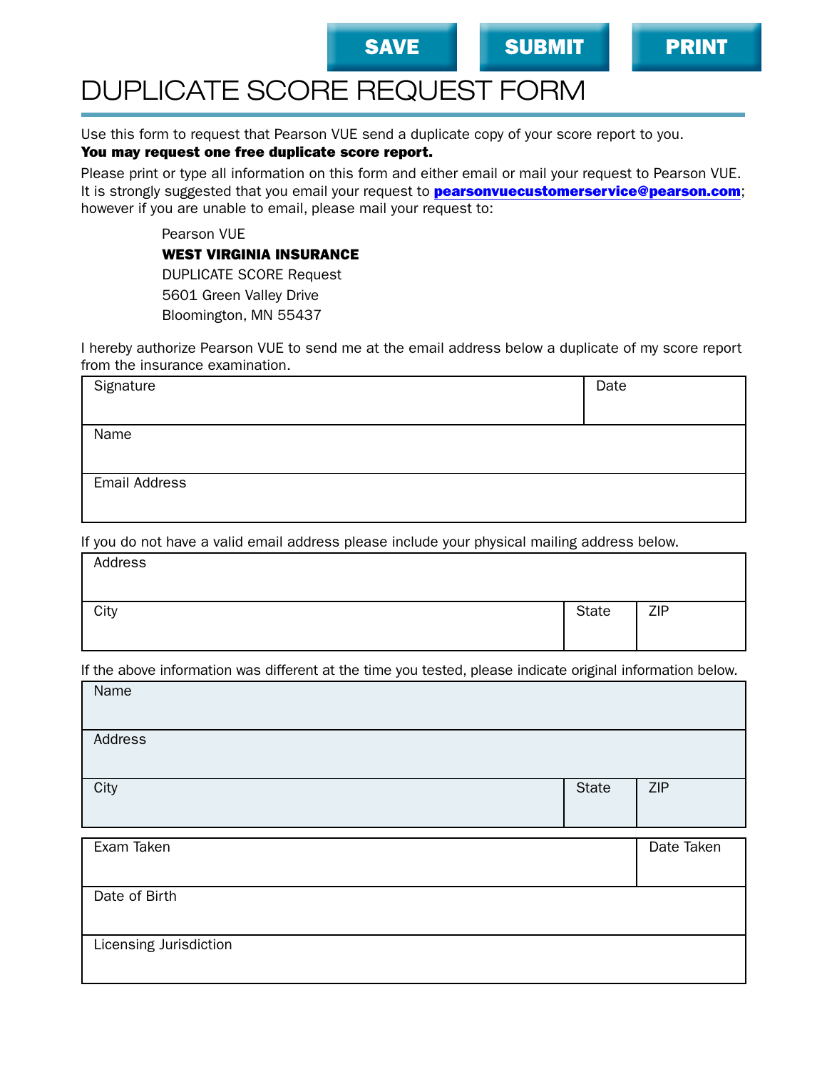SAVE SUBMIT PRINT

# DUPLICATE SCORE REQUEST FORM

Use this form to request that Pearson VUE send a duplicate copy of your score report to you.
**You may request one free duplicate score report.**

Please print or type all information on this form and either email or mail your request to Pearson VUE. It is strongly suggested that you email your request to **pearsonvuecustomerservice@pearson.com**; however if you are unable to email, please mail your request to:

Pearson VUE
**WEST VIRGINIA INSURANCE**
DUPLICATE SCORE Request
5601 Green Valley Drive
Bloomington, MN 55437

I hereby authorize Pearson VUE to send me at the email address below a duplicate of my score report from the insurance examination.

| Signature | Date |
|---|---|
| Name | |
| Email Address | |

If you do not have a valid email address please include your physical mailing address below.

| Address | | |
|---|---|---|
| City | State | ZIP |

If the above information was different at the time you tested, please indicate original information below.

| Name | | |
|---|---|---|
| Address | | |
| City | State | ZIP |

| Exam Taken | Date Taken |
|---|---|
| Date of Birth | |
| Licensing Jurisdiction | |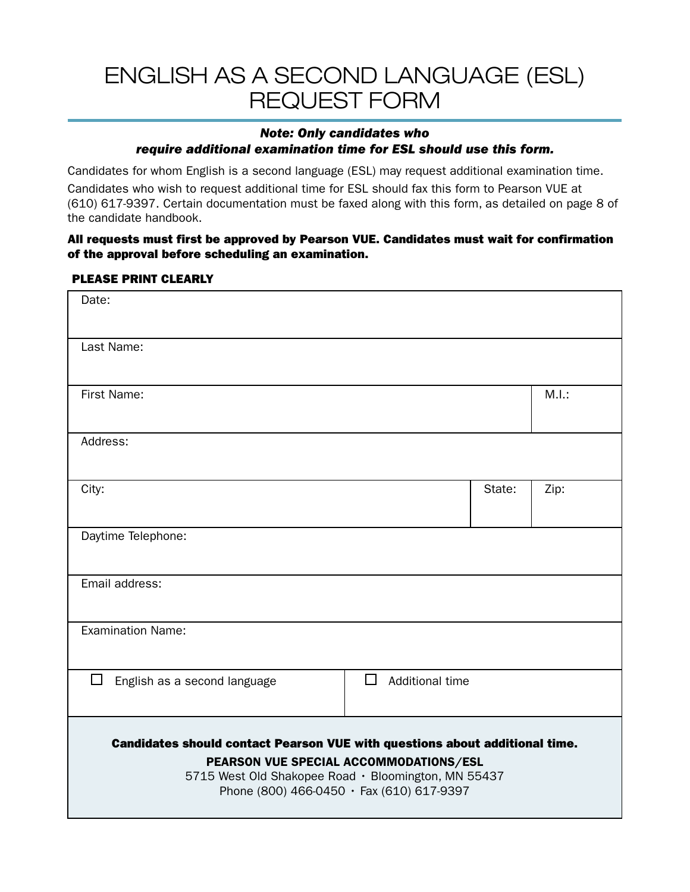# ENGLISH AS A SECOND LANGUAGE (ESL) REQUEST FORM

***Note: Only candidates who require additional examination time for ESL should use this form.***

Candidates for whom English is a second language (ESL) may request additional examination time.

Candidates who wish to request additional time for ESL should fax this form to Pearson VUE at (610) 617-9397. Certain documentation must be faxed along with this form, as detailed on page 8 of the candidate handbook.

**All requests must first be approved by Pearson VUE. Candidates must wait for confirmation of the approval before scheduling an examination.**

**PLEASE PRINT CLEARLY**

| Date: | | |
|---|---|---|
| Last Name: | | |
| First Name: | | M.I.: |
| Address: | | |
| City: | State: | Zip: |
| Daytime Telephone: | | |
| Email address: | | |
| Examination Name: | | |
| ☐ English as a second language | ☐ Additional time | |

**Candidates should contact Pearson VUE with questions about additional time.**

**PEARSON VUE SPECIAL ACCOMMODATIONS/ESL**
5715 West Old Shakopee Road • Bloomington, MN 55437
Phone (800) 466-0450 • Fax (610) 617-9397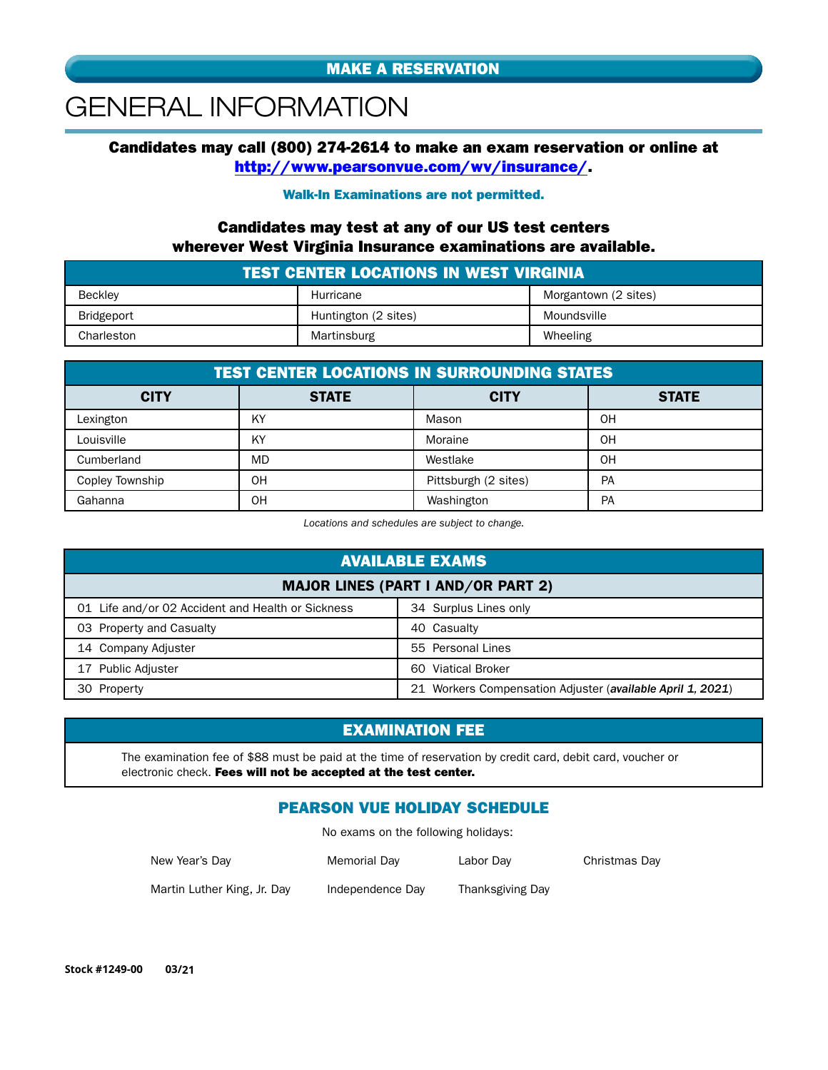## MAKE A RESERVATION

# GENERAL INFORMATION

**Candidates may call (800) 274-2614 to make an exam reservation or online at [http://www.pearsonvue.com/wv/insurance/](http://www.pearsonvue.com/wv/insurance/).**

**Walk-In Examinations are not permitted.**

**Candidates may test at any of our US test centers wherever West Virginia Insurance examinations are available.**

| TEST CENTER LOCATIONS IN WEST VIRGINIA | | |
|---|---|---|
| Beckley | Hurricane | Morgantown (2 sites) |
| Bridgeport | Huntington (2 sites) | Moundsville |
| Charleston | Martinsburg | Wheeling |

| TEST CENTER LOCATIONS IN SURROUNDING STATES | | | |
|---|---|---|---|
| **CITY** | **STATE** | **CITY** | **STATE** |
| Lexington | KY | Mason | OH |
| Louisville | KY | Moraine | OH |
| Cumberland | MD | Westlake | OH |
| Copley Township | OH | Pittsburgh (2 sites) | PA |
| Gahanna | OH | Washington | PA |

*Locations and schedules are subject to change.*

| AVAILABLE EXAMS | |
|---|---|
| **MAJOR LINES (PART I AND/OR PART 2)** | |
| 01 Life and/or 02 Accident and Health or Sickness | 34 Surplus Lines only |
| 03 Property and Casualty | 40 Casualty |
| 14 Company Adjuster | 55 Personal Lines |
| 17 Public Adjuster | 60 Viatical Broker |
| 30 Property | 21 Workers Compensation Adjuster (***available April 1, 2021***) |

## EXAMINATION FEE

The examination fee of $88 must be paid at the time of reservation by credit card, debit card, voucher or electronic check. **Fees will not be accepted at the test center.**

## PEARSON VUE HOLIDAY SCHEDULE

No exams on the following holidays:

- New Year's Day
- Martin Luther King, Jr. Day
- Memorial Day
- Independence Day
- Labor Day
- Thanksgiving Day
- Christmas Day

**Stock #1249-00 03/21**